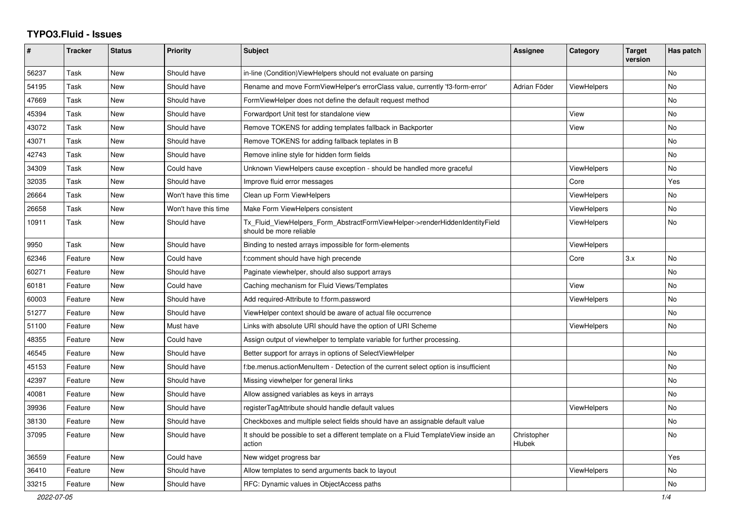# TYPO3.Fluid - Issues

| # | Tracker | Status | Priority | Subject | Assignee | Category | Target version | Has patch |
|---|---|---|---|---|---|---|---|---|
| 56237 | Task | New | Should have | in-line (Condition)ViewHelpers should not evaluate on parsing | | | | No |
| 54195 | Task | New | Should have | Rename and move FormViewHelper's errorClass value, currently 'f3-form-error' | Adrian Föder | ViewHelpers | | No |
| 47669 | Task | New | Should have | FormViewHelper does not define the default request method | | | | No |
| 45394 | Task | New | Should have | Forwardport Unit test for standalone view | | View | | No |
| 43072 | Task | New | Should have | Remove TOKENS for adding templates fallback in Backporter | | View | | No |
| 43071 | Task | New | Should have | Remove TOKENS for adding fallback teplates in B | | | | No |
| 42743 | Task | New | Should have | Remove inline style for hidden form fields | | | | No |
| 34309 | Task | New | Could have | Unknown ViewHelpers cause exception - should be handled more graceful | | ViewHelpers | | No |
| 32035 | Task | New | Should have | Improve fluid error messages | | Core | | Yes |
| 26664 | Task | New | Won't have this time | Clean up Form ViewHelpers | | ViewHelpers | | No |
| 26658 | Task | New | Won't have this time | Make Form ViewHelpers consistent | | ViewHelpers | | No |
| 10911 | Task | New | Should have | Tx_Fluid_ViewHelpers_Form_AbstractFormViewHelper->renderHiddenIdentityField should be more reliable | | ViewHelpers | | No |
| 9950 | Task | New | Should have | Binding to nested arrays impossible for form-elements | | ViewHelpers | | |
| 62346 | Feature | New | Could have | f:comment should have high precende | | Core | 3.x | No |
| 60271 | Feature | New | Should have | Paginate viewhelper, should also support arrays | | | | No |
| 60181 | Feature | New | Could have | Caching mechanism for Fluid Views/Templates | | View | | No |
| 60003 | Feature | New | Should have | Add required-Attribute to f:form.password | | ViewHelpers | | No |
| 51277 | Feature | New | Should have | ViewHelper context should be aware of actual file occurrence | | | | No |
| 51100 | Feature | New | Must have | Links with absolute URI should have the option of URI Scheme | | ViewHelpers | | No |
| 48355 | Feature | New | Could have | Assign output of viewhelper to template variable for further processing. | | | | |
| 46545 | Feature | New | Should have | Better support for arrays in options of SelectViewHelper | | | | No |
| 45153 | Feature | New | Should have | f:be.menus.actionMenuItem - Detection of the current select option is insufficient | | | | No |
| 42397 | Feature | New | Should have | Missing viewhelper for general links | | | | No |
| 40081 | Feature | New | Should have | Allow assigned variables as keys in arrays | | | | No |
| 39936 | Feature | New | Should have | registerTagAttribute should handle default values | | ViewHelpers | | No |
| 38130 | Feature | New | Should have | Checkboxes and multiple select fields should have an assignable default value | | | | No |
| 37095 | Feature | New | Should have | It should be possible to set a different template on a Fluid TemplateView inside an action | Christopher Hlubek | | | No |
| 36559 | Feature | New | Could have | New widget progress bar | | | | Yes |
| 36410 | Feature | New | Should have | Allow templates to send arguments back to layout | | ViewHelpers | | No |
| 33215 | Feature | New | Should have | RFC: Dynamic values in ObjectAccess paths | | | | No |

2022-07-05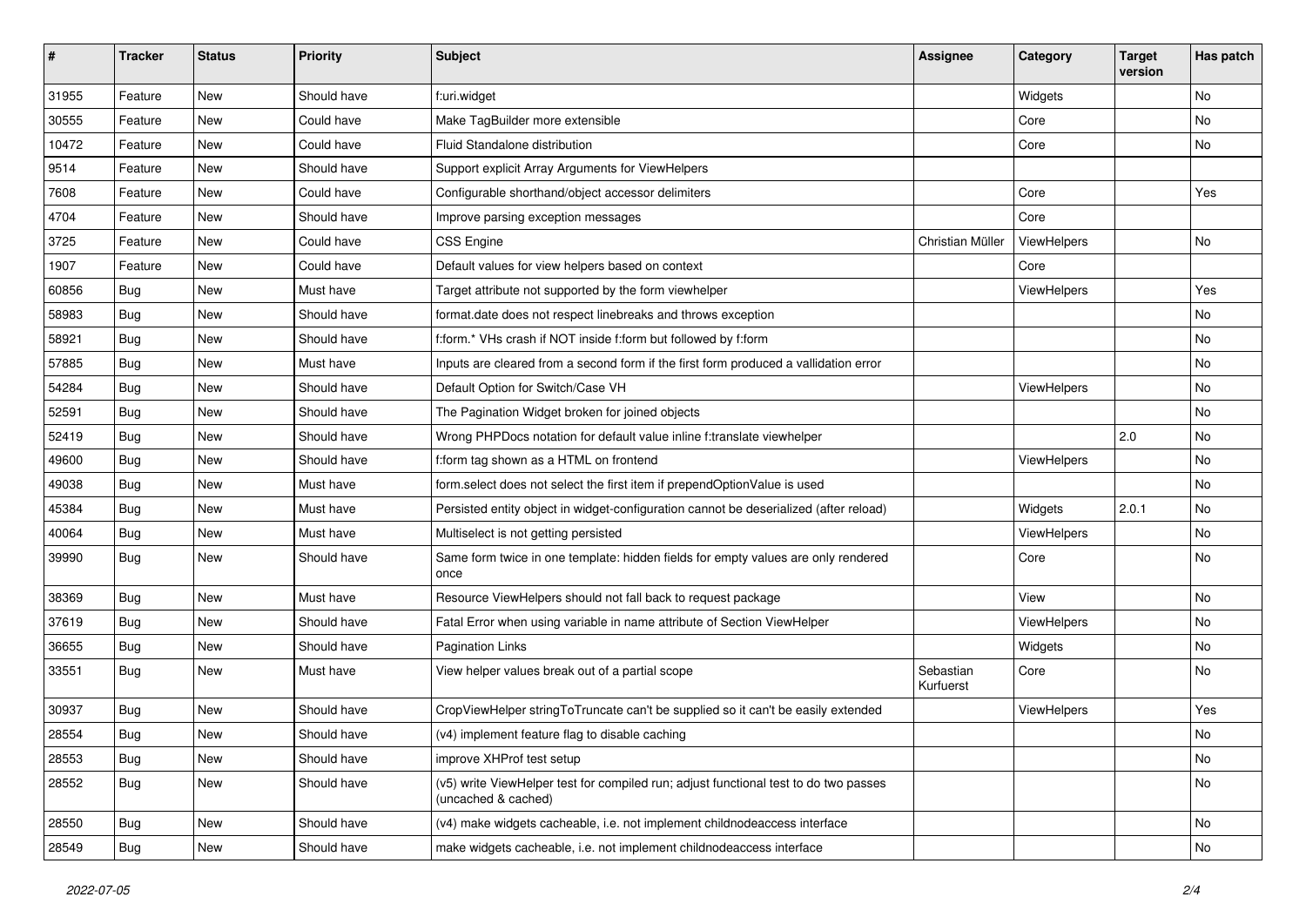| # | Tracker | Status | Priority | Subject | Assignee | Category | Target version | Has patch |
|---|---|---|---|---|---|---|---|---|
| 31955 | Feature | New | Should have | f:uri.widget | | Widgets | | No |
| 30555 | Feature | New | Could have | Make TagBuilder more extensible | | Core | | No |
| 10472 | Feature | New | Could have | Fluid Standalone distribution | | Core | | No |
| 9514 | Feature | New | Should have | Support explicit Array Arguments for ViewHelpers | | | | |
| 7608 | Feature | New | Could have | Configurable shorthand/object accessor delimiters | | Core | | Yes |
| 4704 | Feature | New | Should have | Improve parsing exception messages | | Core | | |
| 3725 | Feature | New | Could have | CSS Engine | Christian Müller | ViewHelpers | | No |
| 1907 | Feature | New | Could have | Default values for view helpers based on context | | Core | | |
| 60856 | Bug | New | Must have | Target attribute not supported by the form viewhelper | | ViewHelpers | | Yes |
| 58983 | Bug | New | Should have | format.date does not respect linebreaks and throws exception | | | | No |
| 58921 | Bug | New | Should have | f:form.* VHs crash if NOT inside f:form but followed by f:form | | | | No |
| 57885 | Bug | New | Must have | Inputs are cleared from a second form if the first form produced a vallidation error | | | | No |
| 54284 | Bug | New | Should have | Default Option for Switch/Case VH | | ViewHelpers | | No |
| 52591 | Bug | New | Should have | The Pagination Widget broken for joined objects | | | | No |
| 52419 | Bug | New | Should have | Wrong PHPDocs notation for default value inline f:translate viewhelper | | | 2.0 | No |
| 49600 | Bug | New | Should have | f:form tag shown as a HTML on frontend | | ViewHelpers | | No |
| 49038 | Bug | New | Must have | form.select does not select the first item if prependOptionValue is used | | | | No |
| 45384 | Bug | New | Must have | Persisted entity object in widget-configuration cannot be deserialized (after reload) | | Widgets | 2.0.1 | No |
| 40064 | Bug | New | Must have | Multiselect is not getting persisted | | ViewHelpers | | No |
| 39990 | Bug | New | Should have | Same form twice in one template: hidden fields for empty values are only rendered once | | Core | | No |
| 38369 | Bug | New | Must have | Resource ViewHelpers should not fall back to request package | | View | | No |
| 37619 | Bug | New | Should have | Fatal Error when using variable in name attribute of Section ViewHelper | | ViewHelpers | | No |
| 36655 | Bug | New | Should have | Pagination Links | | Widgets | | No |
| 33551 | Bug | New | Must have | View helper values break out of a partial scope | Sebastian Kurfuerst | Core | | No |
| 30937 | Bug | New | Should have | CropViewHelper stringToTruncate can't be supplied so it can't be easily extended | | ViewHelpers | | Yes |
| 28554 | Bug | New | Should have | (v4) implement feature flag to disable caching | | | | No |
| 28553 | Bug | New | Should have | improve XHProf test setup | | | | No |
| 28552 | Bug | New | Should have | (v5) write ViewHelper test for compiled run; adjust functional test to do two passes (uncached & cached) | | | | No |
| 28550 | Bug | New | Should have | (v4) make widgets cacheable, i.e. not implement childnodeaccess interface | | | | No |
| 28549 | Bug | New | Should have | make widgets cacheable, i.e. not implement childnodeaccess interface | | | | No |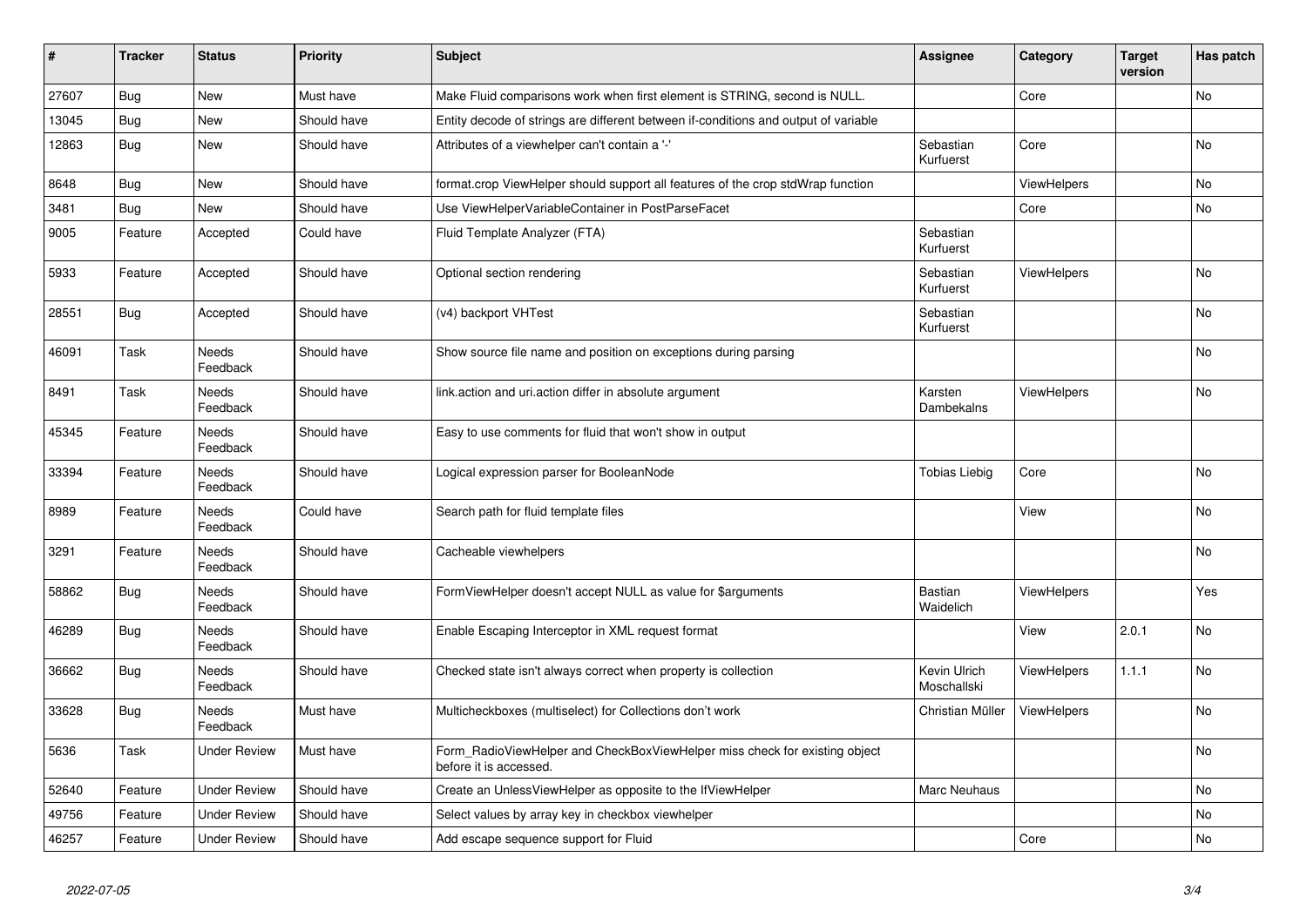| # | Tracker | Status | Priority | Subject | Assignee | Category | Target version | Has patch |
|---|---|---|---|---|---|---|---|---|
| 27607 | Bug | New | Must have | Make Fluid comparisons work when first element is STRING, second is NULL. | | Core | | No |
| 13045 | Bug | New | Should have | Entity decode of strings are different between if-conditions and output of variable | | | | |
| 12863 | Bug | New | Should have | Attributes of a viewhelper can't contain a '-' | Sebastian Kurfuerst | Core | | No |
| 8648 | Bug | New | Should have | format.crop ViewHelper should support all features of the crop stdWrap function | | ViewHelpers | | No |
| 3481 | Bug | New | Should have | Use ViewHelperVariableContainer in PostParseFacet | | Core | | No |
| 9005 | Feature | Accepted | Could have | Fluid Template Analyzer (FTA) | Sebastian Kurfuerst | | | |
| 5933 | Feature | Accepted | Should have | Optional section rendering | Sebastian Kurfuerst | ViewHelpers | | No |
| 28551 | Bug | Accepted | Should have | (v4) backport VHTest | Sebastian Kurfuerst | | | No |
| 46091 | Task | Needs Feedback | Should have | Show source file name and position on exceptions during parsing | | | | No |
| 8491 | Task | Needs Feedback | Should have | link.action and uri.action differ in absolute argument | Karsten Dambekalns | ViewHelpers | | No |
| 45345 | Feature | Needs Feedback | Should have | Easy to use comments for fluid that won't show in output | | | | |
| 33394 | Feature | Needs Feedback | Should have | Logical expression parser for BooleanNode | Tobias Liebig | Core | | No |
| 8989 | Feature | Needs Feedback | Could have | Search path for fluid template files | | View | | No |
| 3291 | Feature | Needs Feedback | Should have | Cacheable viewhelpers | | | | No |
| 58862 | Bug | Needs Feedback | Should have | FormViewHelper doesn't accept NULL as value for $arguments | Bastian Waidelich | ViewHelpers | | Yes |
| 46289 | Bug | Needs Feedback | Should have | Enable Escaping Interceptor in XML request format | | View | 2.0.1 | No |
| 36662 | Bug | Needs Feedback | Should have | Checked state isn't always correct when property is collection | Kevin Ulrich Moschallski | ViewHelpers | 1.1.1 | No |
| 33628 | Bug | Needs Feedback | Must have | Multicheckboxes (multiselect) for Collections don't work | Christian Müller | ViewHelpers | | No |
| 5636 | Task | Under Review | Must have | Form_RadioViewHelper and CheckBoxViewHelper miss check for existing object before it is accessed. | | | | No |
| 52640 | Feature | Under Review | Should have | Create an UnlessViewHelper as opposite to the IfViewHelper | Marc Neuhaus | | | No |
| 49756 | Feature | Under Review | Should have | Select values by array key in checkbox viewhelper | | | | No |
| 46257 | Feature | Under Review | Should have | Add escape sequence support for Fluid | | Core | | No |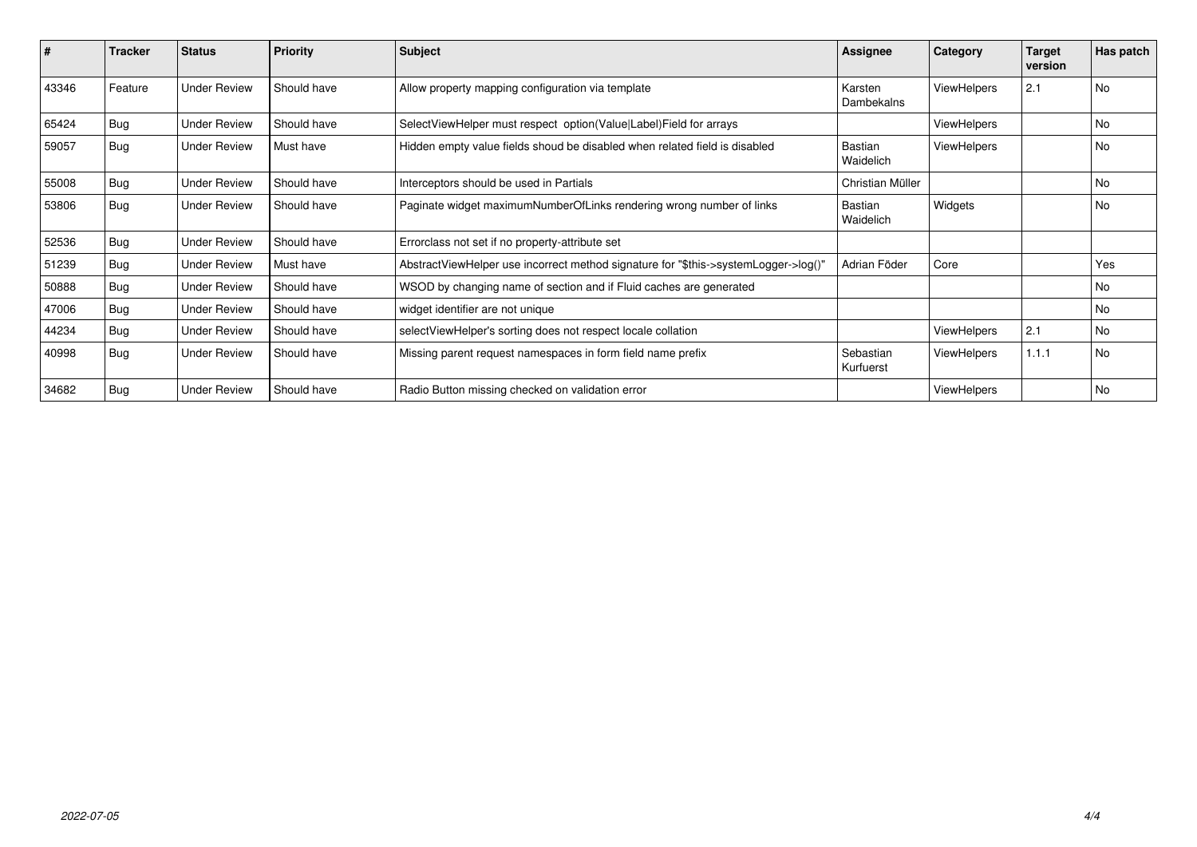| # | Tracker | Status | Priority | Subject | Assignee | Category | Target version | Has patch |
|---|---|---|---|---|---|---|---|---|
| 43346 | Feature | Under Review | Should have | Allow property mapping configuration via template | Karsten Dambekalns | ViewHelpers | 2.1 | No |
| 65424 | Bug | Under Review | Should have | SelectViewHelper must respect option(Value\|Label)Field for arrays | | ViewHelpers | | No |
| 59057 | Bug | Under Review | Must have | Hidden empty value fields shoud be disabled when related field is disabled | Bastian Waidelich | ViewHelpers | | No |
| 55008 | Bug | Under Review | Should have | Interceptors should be used in Partials | Christian Müller | | | No |
| 53806 | Bug | Under Review | Should have | Paginate widget maximumNumberOfLinks rendering wrong number of links | Bastian Waidelich | Widgets | | No |
| 52536 | Bug | Under Review | Should have | Errorclass not set if no property-attribute set | | | | |
| 51239 | Bug | Under Review | Must have | AbstractViewHelper use incorrect method signature for "$this->systemLogger->log()" | Adrian Föder | Core | | Yes |
| 50888 | Bug | Under Review | Should have | WSOD by changing name of section and if Fluid caches are generated | | | | No |
| 47006 | Bug | Under Review | Should have | widget identifier are not unique | | | | No |
| 44234 | Bug | Under Review | Should have | selectViewHelper's sorting does not respect locale collation | | ViewHelpers | 2.1 | No |
| 40998 | Bug | Under Review | Should have | Missing parent request namespaces in form field name prefix | Sebastian Kurfuerst | ViewHelpers | 1.1.1 | No |
| 34682 | Bug | Under Review | Should have | Radio Button missing checked on validation error | | ViewHelpers | | No |

*2022-07-05*